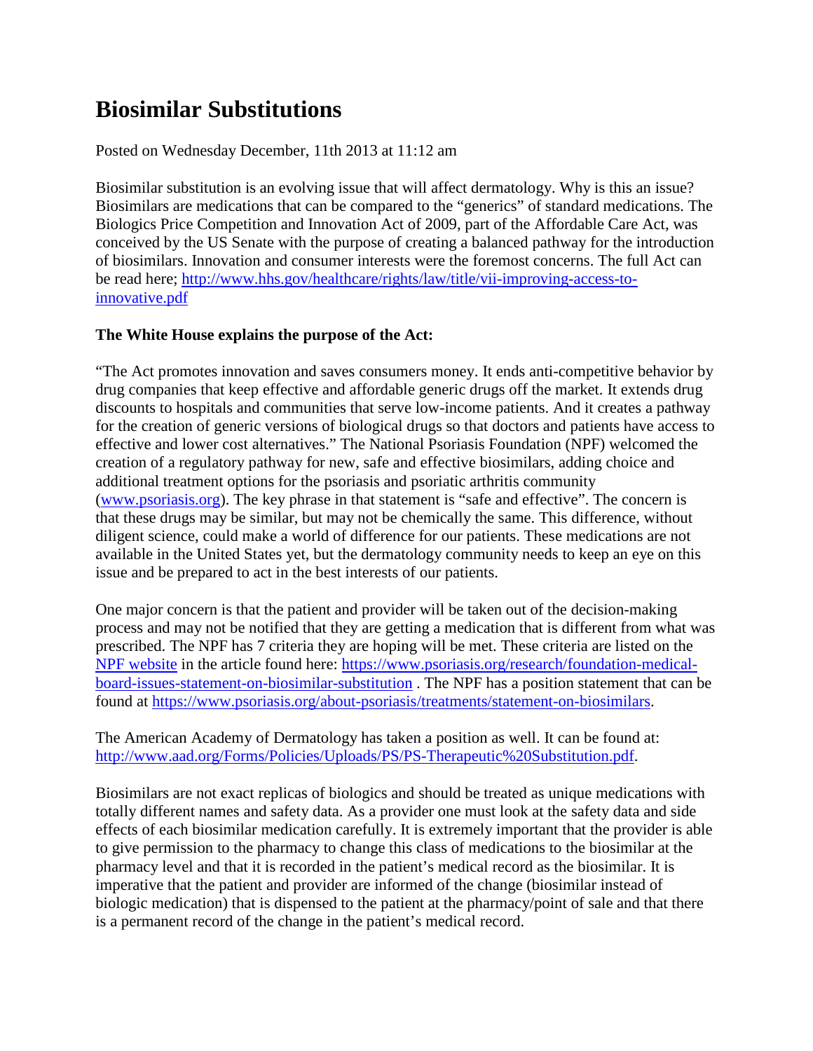# Biosimilar Substitutions

Posted on Wednesday December, 11th 2013 at 11:12 am

Biosimilar substitution is an evolving issue that will affect dermatology. Why is this an issue? Biosimilars are medications that can be compared to the "generics" of standard medications. The Biologics Price Competition and Innovation Act of 2009, part of the Affordable Care Act, was conceived by the US Senate with the purpose of creating a balanced pathway for the introduction of biosimilars. Innovation and consumer interests were the foremost concerns. The full Act can be read here; [http://www.hhs.gov/healthcare/rights/law/title/vii-improving-access-to-innovative.pdf](http://www.hhs.gov/healthcare/rights/law/title/vii-improving-access-to-innovative.pdf)

**The White House explains the purpose of the Act:**

"The Act promotes innovation and saves consumers money. It ends anti-competitive behavior by drug companies that keep effective and affordable generic drugs off the market. It extends drug discounts to hospitals and communities that serve low-income patients. And it creates a pathway for the creation of generic versions of biological drugs so that doctors and patients have access to effective and lower cost alternatives." The National Psoriasis Foundation (NPF) welcomed the creation of a regulatory pathway for new, safe and effective biosimilars, adding choice and additional treatment options for the psoriasis and psoriatic arthritis community ([www.psoriasis.org](http://www.psoriasis.org)). The key phrase in that statement is "safe and effective". The concern is that these drugs may be similar, but may not be chemically the same. This difference, without diligent science, could make a world of difference for our patients. These medications are not available in the United States yet, but the dermatology community needs to keep an eye on this issue and be prepared to act in the best interests of our patients.

One major concern is that the patient and provider will be taken out of the decision-making process and may not be notified that they are getting a medication that is different from what was prescribed. The NPF has 7 criteria they are hoping will be met. These criteria are listed on the NPF website in the article found here: [https://www.psoriasis.org/research/foundation-medical-board-issues-statement-on-biosimilar-substitution](https://www.psoriasis.org/research/foundation-medical-board-issues-statement-on-biosimilar-substitution) . The NPF has a position statement that can be found at [https://www.psoriasis.org/about-psoriasis/treatments/statement-on-biosimilars](https://www.psoriasis.org/about-psoriasis/treatments/statement-on-biosimilars).

The American Academy of Dermatology has taken a position as well. It can be found at: [http://www.aad.org/Forms/Policies/Uploads/PS/PS-Therapeutic%20Substitution.pdf](http://www.aad.org/Forms/Policies/Uploads/PS/PS-Therapeutic%20Substitution.pdf).

Biosimilars are not exact replicas of biologics and should be treated as unique medications with totally different names and safety data. As a provider one must look at the safety data and side effects of each biosimilar medication carefully. It is extremely important that the provider is able to give permission to the pharmacy to change this class of medications to the biosimilar at the pharmacy level and that it is recorded in the patient's medical record as the biosimilar. It is imperative that the patient and provider are informed of the change (biosimilar instead of biologic medication) that is dispensed to the patient at the pharmacy/point of sale and that there is a permanent record of the change in the patient's medical record.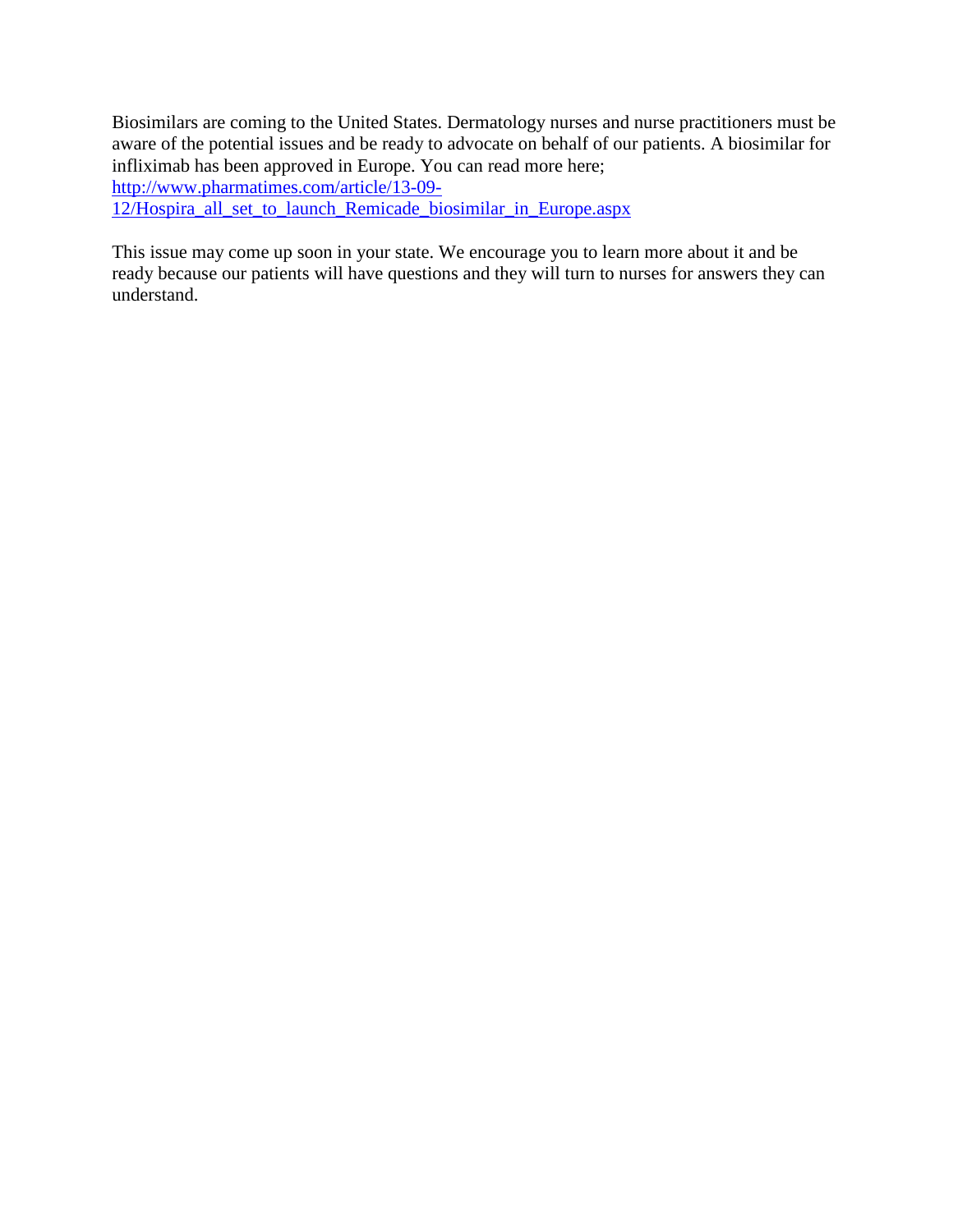Biosimilars are coming to the United States. Dermatology nurses and nurse practitioners must be aware of the potential issues and be ready to advocate on behalf of our patients. A biosimilar for infliximab has been approved in Europe. You can read more here; http://www.pharmatimes.com/article/13-09-12/Hospira_all_set_to_launch_Remicade_biosimilar_in_Europe.aspx

This issue may come up soon in your state. We encourage you to learn more about it and be ready because our patients will have questions and they will turn to nurses for answers they can understand.